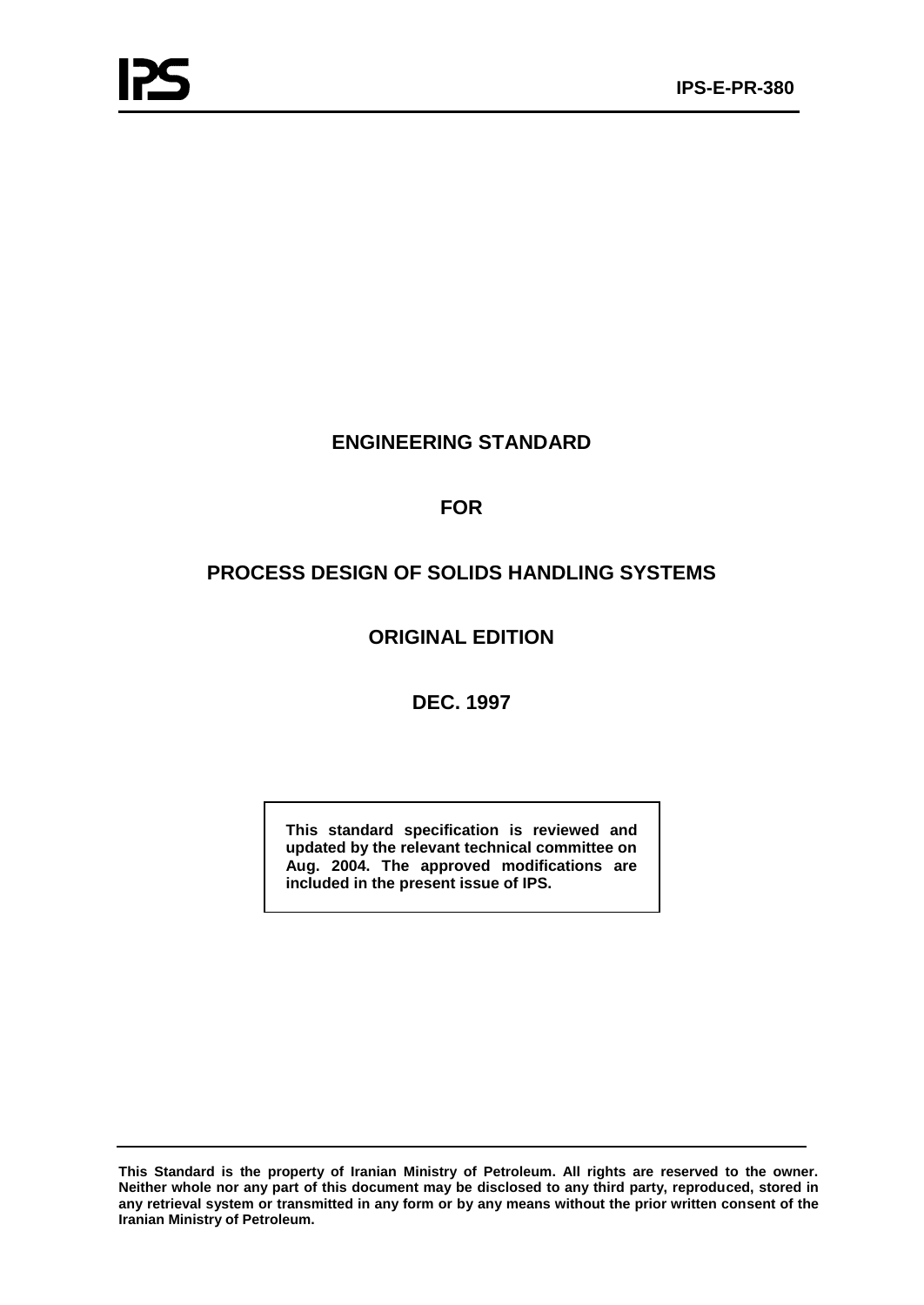# ENGINEERING STANDRD

## FOR

## PROCESS DESIGN OF SOLIDS HANDLING SYSTEMS

## ORIGINAL EDITION

## DEC. 1997

**This standard specification is reviewed and updated by the relevant technical committee on Aug. 2004. The approved modifications are included in the present issue of IPS.**

**This Standard is the property of Iranian Ministry of Petroleum. All rights are reserved to the owner. Neither whole nor any part of this document may be disclosed to any third party, reproduced, stored in any retrieval system or transmitted in any form or by any means without the prior written consent of the Iranian Ministry of Petroleum.**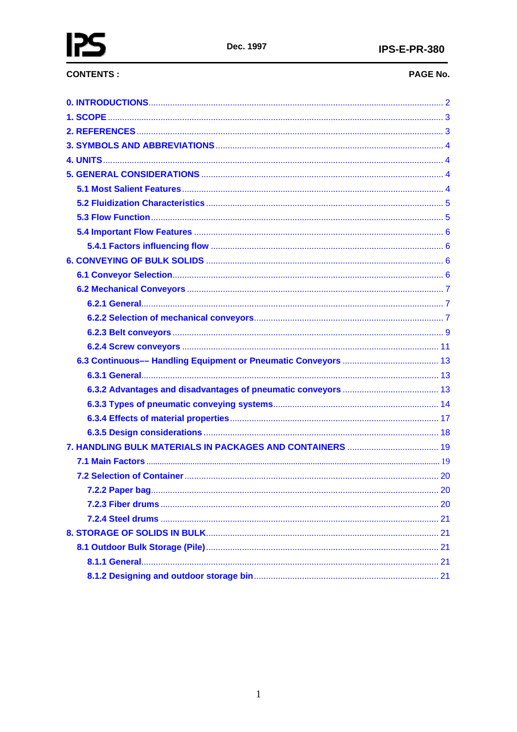**CONTENTS :** **PAGE No.**

0. INTRODUCTIONS ........ 2

1. SCOPE ........ 3

2. REFERENCES ........ 3

3. SYMBOLS AND ABBREVIATIONS ........ 4

4. UNITS ........ 4

5. GENERAL CONSIDERATIONS ........ 4

- 5.1 Most Salient Features ........ 4
- 5.2 Fluidization Characteristics ........ 5
- 5.3 Flow Function ........ 5
- 5.4 Important Flow Features ........ 6
  - 5.4.1 Factors influencing flow ........ 6

6. CONVEYING OF BULK SOLIDS ........ 6

- 6.1 Conveyor Selection ........ 6
- 6.2 Mechanical Conveyors ........ 7
  - 6.2.1 General ........ 7
  - 6.2.2 Selection of mechanical conveyors ........ 7
  - 6.2.3 Belt conveyors ........ 9
  - 6.2.4 Screw conveyors ........ 11
- 6.3 Continuous–– Handling Equipment or Pneumatic Conveyors ........ 13
  - 6.3.1 General ........ 13
  - 6.3.2 Advantages and disadvantages of pneumatic conveyors ........ 13
  - 6.3.3 Types of pneumatic conveying systems ........ 14
  - 6.3.4 Effects of material properties ........ 17
  - 6.3.5 Design considerations ........ 18

7. HANDLING BULK MATERIALS IN PACKAGES AND CONTAINERS ........ 19

- 7.1 Main Factors ........ 19
- 7.2 Selection of Container ........ 20
  - 7.2.2 Paper bag ........ 20
  - 7.2.3 Fiber drums ........ 20
  - 7.2.4 Steel drums ........ 21

8. STORAGE OF SOLIDS IN BULK ........ 21

- 8.1 Outdoor Bulk Storage (Pile) ........ 21
  - 8.1.1 General ........ 21
  - 8.1.2 Designing and outdoor storage bin ........ 21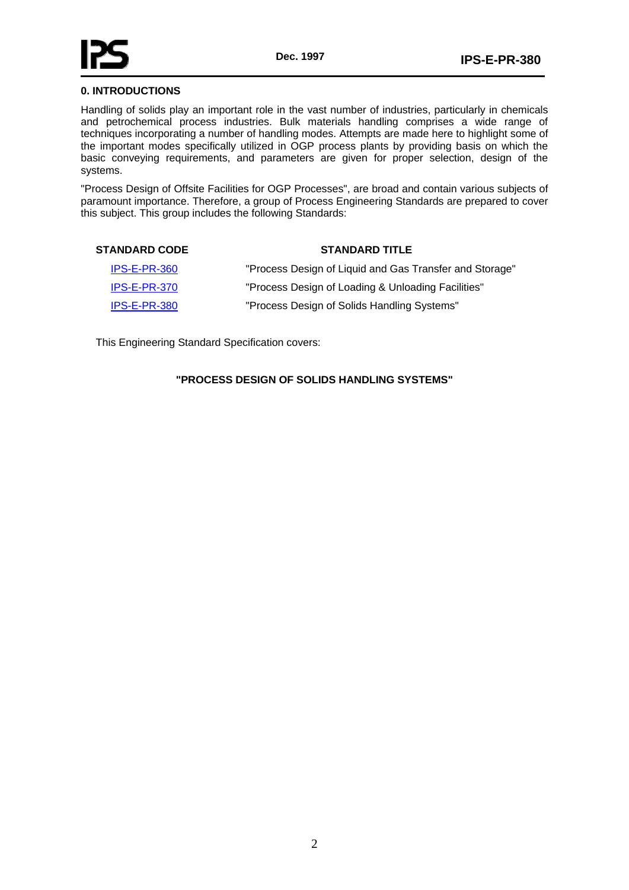## 0. INTRODUCTIONS

Handling of solids play an important role in the vast number of industries, particularly in chemicals and petrochemical process industries. Bulk materials handling comprises a wide range of techniques incorporating a number of handling modes. Attempts are made here to highlight some of the important modes specifically utilized in OGP process plants by providing basis on which the basic conveying requirements, and parameters are given for proper selection, design of the systems.

"Process Design of Offsite Facilities for OGP Processes", are broad and contain various subjects of paramount importance. Therefore, a group of Process Engineering Standards are prepared to cover this subject. This group includes the following Standards:

| STANDARD CODE | STANDARD TITLE |
|---|---|
| IPS-E-PR-360 | "Process Design of Liquid and Gas Transfer and Storage" |
| IPS-E-PR-370 | "Process Design of Loading & Unloading Facilities" |
| IPS-E-PR-380 | "Process Design of Solids Handling Systems" |

This Engineering Standard Specification covers:

**"PROCESS DESIGN OF SOLIDS HANDLING SYSTEMS"**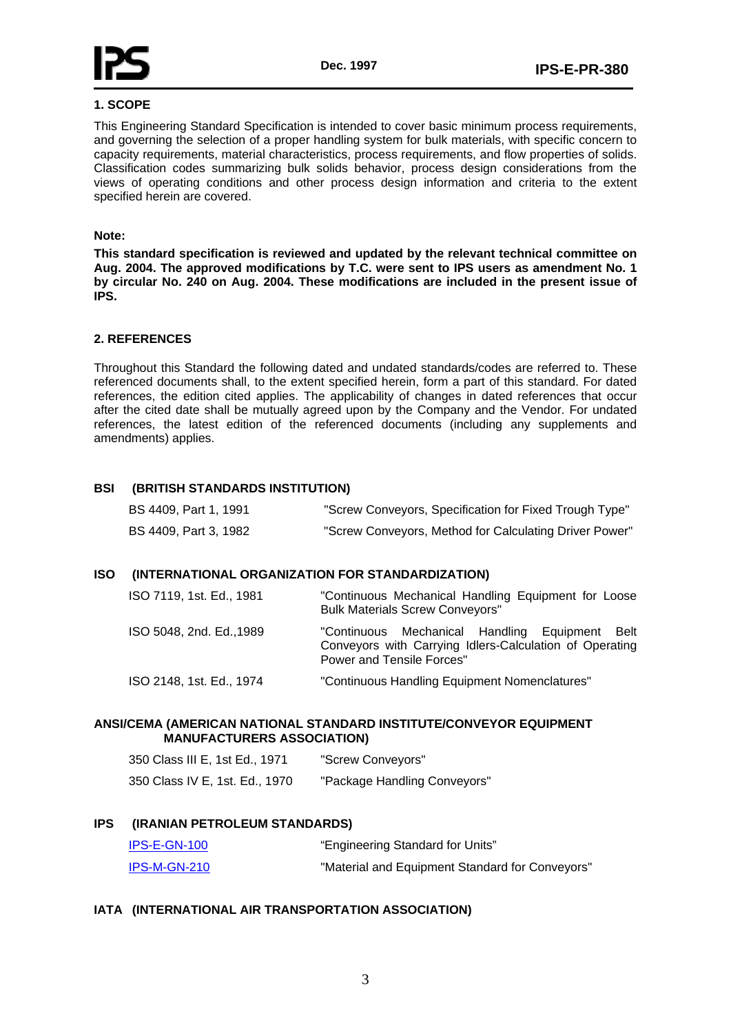## 1. SCOPE

This Engineering Standard Specification is intended to cover basic minimum process requirements, and governing the selection of a proper handling system for bulk materials, with specific concern to capacity requirements, material characteristics, process requirements, and flow properties of solids. Classification codes summarizing bulk solids behavior, process design considerations from the views of operating conditions and other process design information and criteria to the extent specified herein are covered.

**Note:**

**This standard specification is reviewed and updated by the relevant technical committee on Aug. 2004. The approved modifications by T.C. were sent to IPS users as amendment No. 1 by circular No. 240 on Aug. 2004. These modifications are included in the present issue of IPS.**

## 2. REFERENCES

Throughout this Standard the following dated and undated standards/codes are referred to. These referenced documents shall, to the extent specified herein, form a part of this standard. For dated references, the edition cited applies. The applicability of changes in dated references that occur after the cited date shall be mutually agreed upon by the Company and the Vendor. For undated references, the latest edition of the referenced documents (including any supplements and amendments) applies.

**BSI (BRITISH STANDARDS INSTITUTION)**

| | |
|---|---|
| BS 4409, Part 1, 1991 | "Screw Conveyors, Specification for Fixed Trough Type" |
| BS 4409, Part 3, 1982 | "Screw Conveyors, Method for Calculating Driver Power" |

**ISO (INTERNATIONAL ORGANIZATION FOR STANDARDIZATION)**

| | |
|---|---|
| ISO 7119, 1st. Ed., 1981 | "Continuous Mechanical Handling Equipment for Loose Bulk Materials Screw Conveyors" |
| ISO 5048, 2nd. Ed.,1989 | "Continuous Mechanical Handling Equipment Belt Conveyors with Carrying Idlers-Calculation of Operating Power and Tensile Forces" |
| ISO 2148, 1st. Ed., 1974 | "Continuous Handling Equipment Nomenclatures" |

**ANSI/CEMA (AMERICAN NATIONAL STANDARD INSTITUTE/CONVEYOR EQUIPMENT MANUFACTURERS ASSOCIATION)**

| | |
|---|---|
| 350 Class III E, 1st Ed., 1971 | "Screw Conveyors" |
| 350 Class IV E, 1st. Ed., 1970 | "Package Handling Conveyors" |

**IPS (IRANIAN PETROLEUM STANDARDS)**

| | |
|---|---|
| IPS-E-GN-100 | "Engineering Standard for Units" |
| IPS-M-GN-210 | "Material and Equipment Standard for Conveyors" |

**IATA (INTERNATIONAL AIR TRANSPORTATION ASSOCIATION)**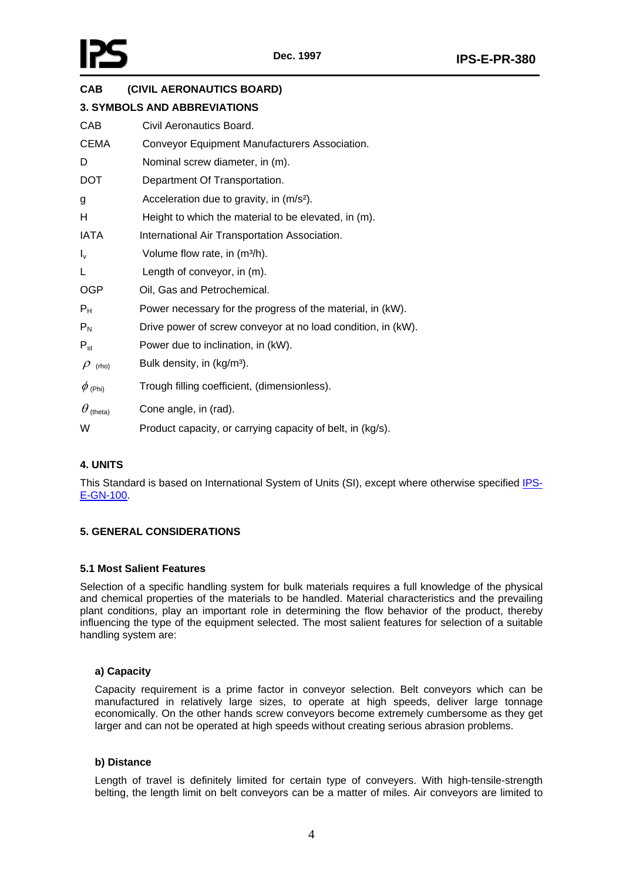**CAB (CIVIL AERONAUTICS BOARD)**

## 3. SYMBOLS AND ABBREVIATIONS

| | |
|---|---|
| CAB | Civil Aeronautics Board. |
| CEMA | Conveyor Equipment Manufacturers Association. |
| D | Nominal screw diameter, in (m). |
| DOT | Department Of Transportation. |
| g | Acceleration due to gravity, in (m/s²). |
| H | Height to which the material to be elevated, in (m). |
| IATA | International Air Transportation Association. |
| $I_v$ | Volume flow rate, in (m³/h). |
| L | Length of conveyor, in (m). |
| OGP | Oil, Gas and Petrochemical. |
| $P_H$ | Power necessary for the progress of the material, in (kW). |
| $P_N$ | Drive power of screw conveyor at no load condition, in (kW). |
| $P_{st}$ | Power due to inclination, in (kW). |
| $\rho$ (rho) | Bulk density, in (kg/m³). |
| $\phi$ (Phi) | Trough filling coefficient, (dimensionless). |
| $\theta$ (theta) | Cone angle, in (rad). |
| W | Product capacity, or carrying capacity of belt, in (kg/s). |

## 4. UNITS

This Standard is based on International System of Units (SI), except where otherwise specified IPS-E-GN-100.

## 5. GENERAL CONSIDERATIONS

### 5.1 Most Salient Features

Selection of a specific handling system for bulk materials requires a full knowledge of the physical and chemical properties of the materials to be handled. Material characteristics and the prevailing plant conditions, play an important role in determining the flow behavior of the product, thereby influencing the type of the equipment selected. The most salient features for selection of a suitable handling system are:

**a) Capacity**

Capacity requirement is a prime factor in conveyor selection. Belt conveyors which can be manufactured in relatively large sizes, to operate at high speeds, deliver large tonnage economically. On the other hands screw conveyors become extremely cumbersome as they get larger and can not be operated at high speeds without creating serious abrasion problems.

**b) Distance**

Length of travel is definitely limited for certain type of conveyers. With high-tensile-strength belting, the length limit on belt conveyors can be a matter of miles. Air conveyors are limited to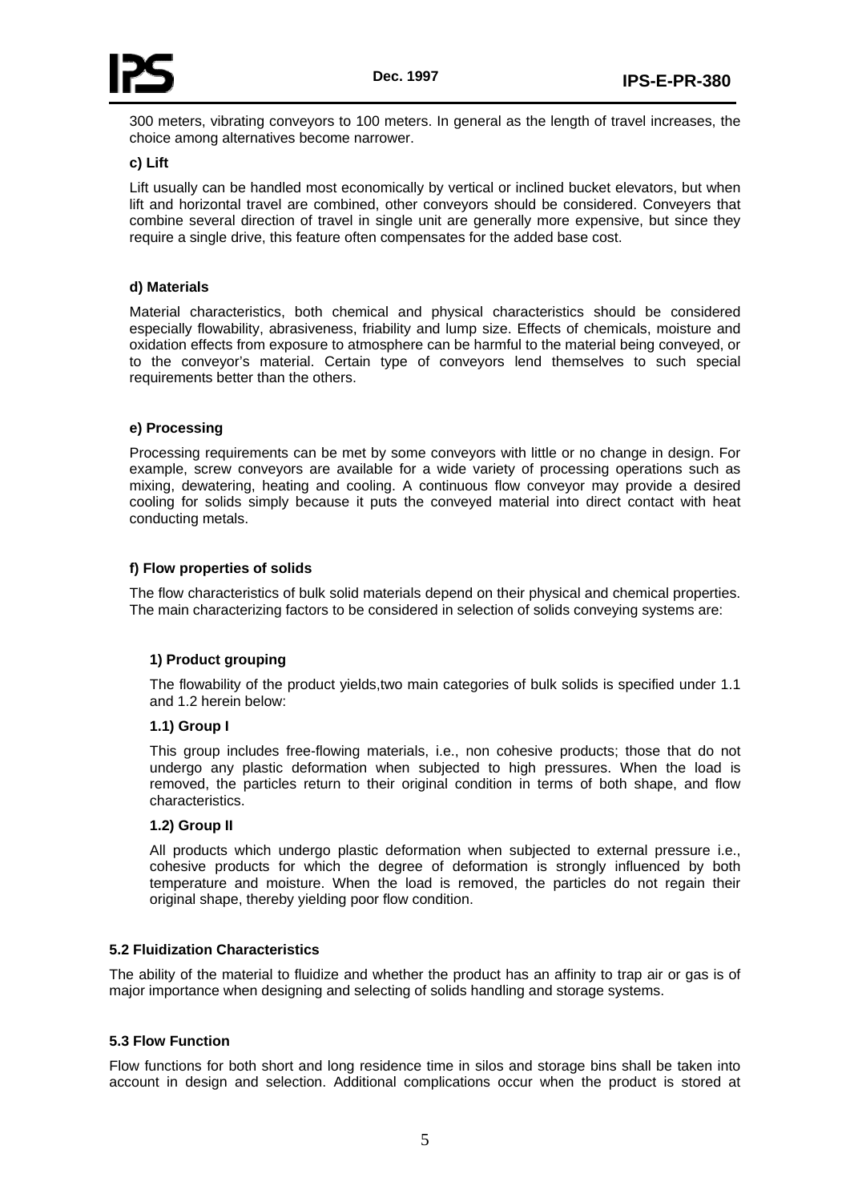300 meters, vibrating conveyors to 100 meters. In general as the length of travel increases, the choice among alternatives become narrower.

**c) Lift**

Lift usually can be handled most economically by vertical or inclined bucket elevators, but when lift and horizontal travel are combined, other conveyors should be considered. Conveyers that combine several direction of travel in single unit are generally more expensive, but since they require a single drive, this feature often compensates for the added base cost.

**d) Materials**

Material characteristics, both chemical and physical characteristics should be considered especially flowability, abrasiveness, friability and lump size. Effects of chemicals, moisture and oxidation effects from exposure to atmosphere can be harmful to the material being conveyed, or to the conveyor's material. Certain type of conveyors lend themselves to such special requirements better than the others.

**e) Processing**

Processing requirements can be met by some conveyors with little or no change in design. For example, screw conveyors are available for a wide variety of processing operations such as mixing, dewatering, heating and cooling. A continuous flow conveyor may provide a desired cooling for solids simply because it puts the conveyed material into direct contact with heat conducting metals.

**f) Flow properties of solids**

The flow characteristics of bulk solid materials depend on their physical and chemical properties. The main characterizing factors to be considered in selection of solids conveying systems are:

**1) Product grouping**

The flowability of the product yields,two main categories of bulk solids is specified under 1.1 and 1.2 herein below:

**1.1) Group I**

This group includes free-flowing materials, i.e., non cohesive products; those that do not undergo any plastic deformation when subjected to high pressures. When the load is removed, the particles return to their original condition in terms of both shape, and flow characteristics.

**1.2) Group II**

All products which undergo plastic deformation when subjected to external pressure i.e., cohesive products for which the degree of deformation is strongly influenced by both temperature and moisture. When the load is removed, the particles do not regain their original shape, thereby yielding poor flow condition.

### 5.2 Fluidization Characteristics

The ability of the material to fluidize and whether the product has an affinity to trap air or gas is of major importance when designing and selecting of solids handling and storage systems.

### 5.3 Flow Function

Flow functions for both short and long residence time in silos and storage bins shall be taken into account in design and selection. Additional complications occur when the product is stored at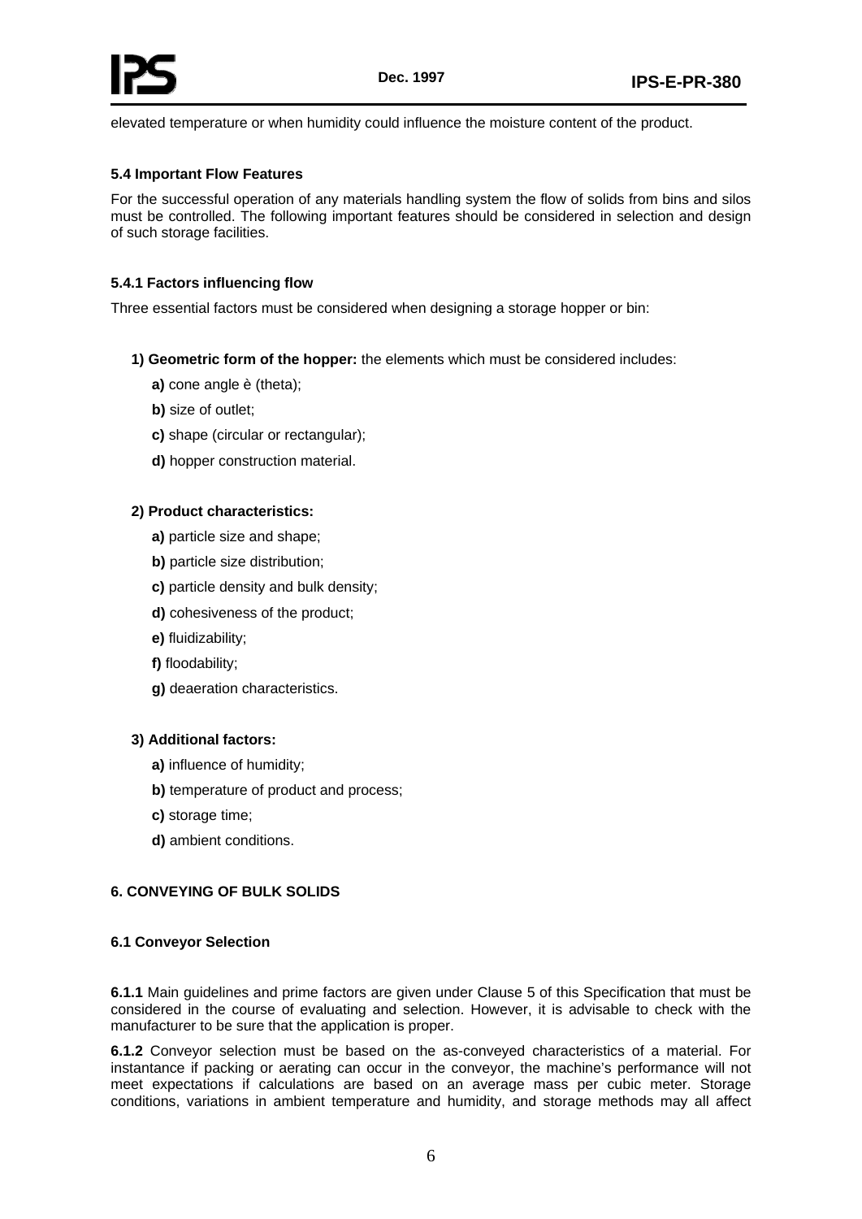elevated temperature or when humidity could influence the moisture content of the product.

### 5.4 Important Flow Features

For the successful operation of any materials handling system the flow of solids from bins and silos must be controlled. The following important features should be considered in selection and design of such storage facilities.

#### 5.4.1 Factors influencing flow

Three essential factors must be considered when designing a storage hopper or bin:

**1) Geometric form of the hopper:** the elements which must be considered includes:

**a)** cone angle è (theta);

**b)** size of outlet;

**c)** shape (circular or rectangular);

**d)** hopper construction material.

**2) Product characteristics:**

**a)** particle size and shape;

**b)** particle size distribution;

**c)** particle density and bulk density;

**d)** cohesiveness of the product;

**e)** fluidizability;

**f)** floodability;

**g)** deaeration characteristics.

**3) Additional factors:**

**a)** influence of humidity;

**b)** temperature of product and process;

**c)** storage time;

**d)** ambient conditions.

## 6. CONVEYING OF BULK SOLIDS

### 6.1 Conveyor Selection

**6.1.1** Main guidelines and prime factors are given under Clause 5 of this Specification that must be considered in the course of evaluating and selection. However, it is advisable to check with the manufacturer to be sure that the application is proper.

**6.1.2** Conveyor selection must be based on the as-conveyed characteristics of a material. For instantance if packing or aerating can occur in the conveyor, the machine's performance will not meet expectations if calculations are based on an average mass per cubic meter. Storage conditions, variations in ambient temperature and humidity, and storage methods may all affect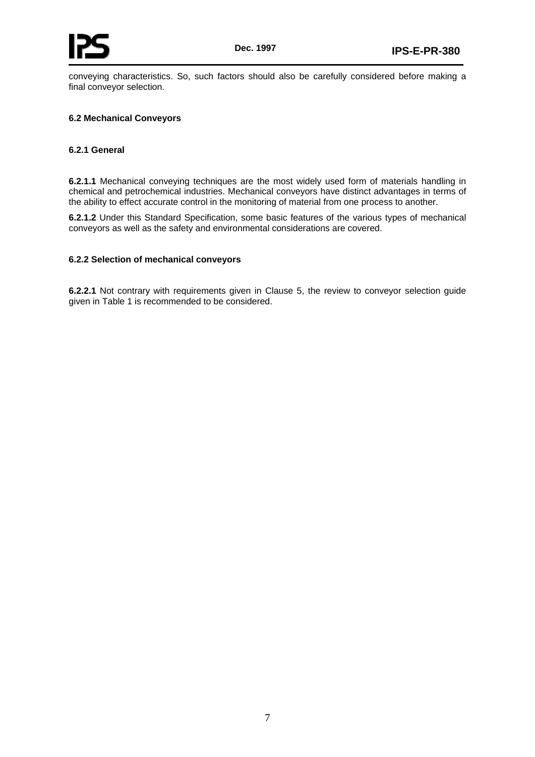conveying characteristics. So, such factors should also be carefully considered before making a final conveyor selection.

### 6.2 Mechanical Conveyors

#### 6.2.1 General

**6.2.1.1** Mechanical conveying techniques are the most widely used form of materials handling in chemical and petrochemical industries. Mechanical conveyors have distinct advantages in terms of the ability to effect accurate control in the monitoring of material from one process to another.

**6.2.1.2** Under this Standard Specification, some basic features of the various types of mechanical conveyors as well as the safety and environmental considerations are covered.

#### 6.2.2 Selection of mechanical conveyors

**6.2.2.1** Not contrary with requirements given in Clause 5, the review to conveyor selection guide given in Table 1 is recommended to be considered.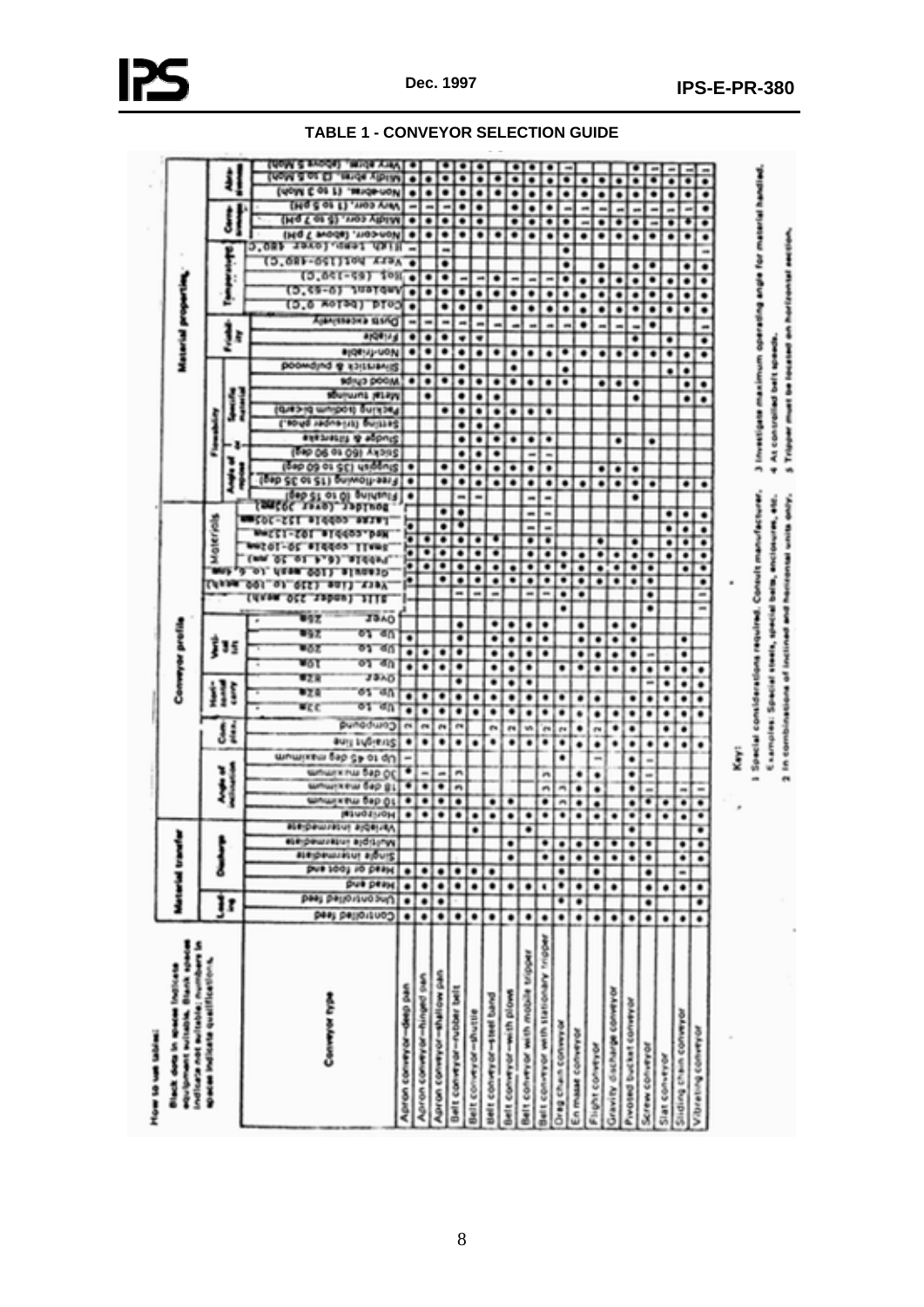# TABLE 1 - CONVEYOR SELECTION GUIDE

**How to use tables:**

Black dots in spaces indicate equipment suitable. Blank spaces indicate not suitable; numbers in spaces indicate qualifications.

**Column groups (Table 1):**

- **Material transfer**
  - Loading: Controlled feed; Uncontrolled feed
  - Discharge: Head end; Head or foot end; Single intermediate; Multiple intermediate; Variable intermediate
- **Conveyor profile**
  - Angle of inclination: Horizontal; 10 deg maximum; 18 deg maximum; 30 deg maximum; Up to 45 deg maximum
  - Complex: Straight line; Compound
  - Horizontal carry: Up to 33 m; Up to 82 m; Over 82 m
  - Vertical lift: Up to 10 m; Up to 20 m; Up to 26 m; Over 26 m
- **Material properties**
  - Size: Silt (passes 250 mesh); Very fine (250 to 100 mesh); Granular (100 mesh to 6.4 mm); Pebble (6.4 to 50 mm); Small cobble 50-102 mm; Med-cobble 102-153 mm; Large cobble 153-305 mm; Boulder (over 305 mm)
  - Flowability – Angle of repose: Floating (0 to 15 deg); Free-flowing (15 to 35 deg); Sluggish (35 to 60 deg); Sticky (60 to 90 deg)
  - Flowability – Specific material: Sludges & slurries; Settling (triple phase); Packing (holding form); Melt lumping; Wood chips; Shavings & pulpwood
  - Friability: Non-friable; Friable; Dusts excessively
  - Temperature: Cold (below 0 °C); Ambient (0-65 °C); Hot (65-150 °C); Very hot (150-480 °C); High temp. (above 480 °C)
  - Corrosiveness: Non-corr. (above 7 pH); Mildly corr. (5 to 7 pH); Very corr. (1 to 5 pH)
  - Abrasiveness: Non-abras. (1 to 3 Mohs); Mildly abras. (3 to 5 Mohs); Very abras. (above 5 Mohs)

**Conveyor type (rows):**

- Apron conveyor—deep pan
- Apron conveyor—hinged pan
- Apron conveyor—shallow pan
- Belt conveyor—rubber belt
- Belt conveyor—shuttle
- Belt conveyor—steel band
- Belt conveyor—with plows
- Belt conveyor with mobile tripper
- Belt conveyor with stationary tripper
- Drag chain conveyor
- En masse conveyor
- Flight conveyor
- Gravity discharge conveyor
- Pivoted bucket conveyor
- Screw conveyor
- Slat conveyor
- Sliding chain conveyor
- Vibrating conveyor

**Key:**

1. Special considerations required. Consult manufacturer.
2. In combinations of inclined and horizontal units only.
3. Investigate maximum operating angle for material handled.
4. At controlled belt speeds.
5. Tripper must be located on horizontal section.

Examples: Special steels, special bars, enclosure, etc.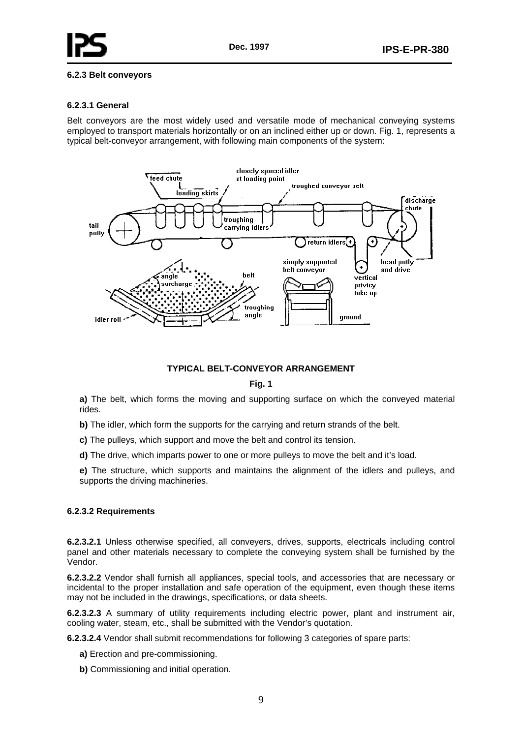### 6.2.3 Belt conveyors

#### 6.2.3.1 General

Belt conveyors are the most widely used and versatile mode of mechanical conveying systems employed to transport materials horizontally or on an inclined either up or down. Fig. 1, represents a typical belt-conveyor arrangement, with following main components of the system:

**TYPICAL BELT-CONVEYOR ARRANGEMENT**

**Fig. 1**

**a)** The belt, which forms the moving and supporting surface on which the conveyed material rides.

**b)** The idler, which form the supports for the carrying and return strands of the belt.

**c)** The pulleys, which support and move the belt and control its tension.

**d)** The drive, which imparts power to one or more pulleys to move the belt and it's load.

**e)** The structure, which supports and maintains the alignment of the idlers and pulleys, and supports the driving machineries.

#### 6.2.3.2 Requirements

**6.2.3.2.1** Unless otherwise specified, all conveyers, drives, supports, electricals including control panel and other materials necessary to complete the conveying system shall be furnished by the Vendor.

**6.2.3.2.2** Vendor shall furnish all appliances, special tools, and accessories that are necessary or incidental to the proper installation and safe operation of the equipment, even though these items may not be included in the drawings, specifications, or data sheets.

**6.2.3.2.3** A summary of utility requirements including electric power, plant and instrument air, cooling water, steam, etc., shall be submitted with the Vendor's quotation.

**6.2.3.2.4** Vendor shall submit recommendations for following 3 categories of spare parts:

**a)** Erection and pre-commissioning.

**b)** Commissioning and initial operation.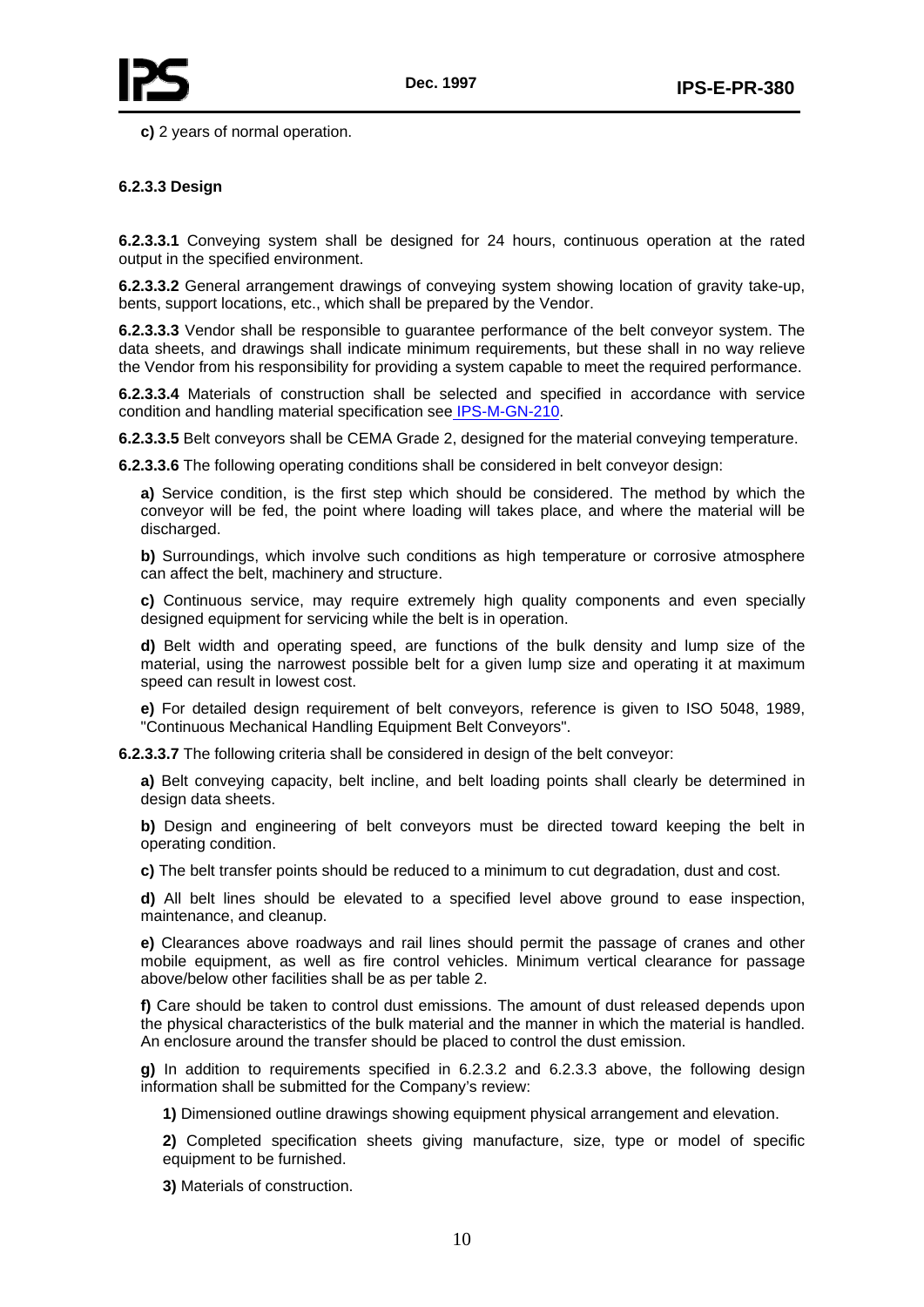**c)** 2 years of normal operation.

#### 6.2.3.3 Design

**6.2.3.3.1** Conveying system shall be designed for 24 hours, continuous operation at the rated output in the specified environment.

**6.2.3.3.2** General arrangement drawings of conveying system showing location of gravity take-up, bents, support locations, etc., which shall be prepared by the Vendor.

**6.2.3.3.3** Vendor shall be responsible to guarantee performance of the belt conveyor system. The data sheets, and drawings shall indicate minimum requirements, but these shall in no way relieve the Vendor from his responsibility for providing a system capable to meet the required performance.

**6.2.3.3.4** Materials of construction shall be selected and specified in accordance with service condition and handling material specification see IPS-M-GN-210.

**6.2.3.3.5** Belt conveyors shall be CEMA Grade 2, designed for the material conveying temperature.

**6.2.3.3.6** The following operating conditions shall be considered in belt conveyor design:

**a)** Service condition, is the first step which should be considered. The method by which the conveyor will be fed, the point where loading will takes place, and where the material will be discharged.

**b)** Surroundings, which involve such conditions as high temperature or corrosive atmosphere can affect the belt, machinery and structure.

**c)** Continuous service, may require extremely high quality components and even specially designed equipment for servicing while the belt is in operation.

**d)** Belt width and operating speed, are functions of the bulk density and lump size of the material, using the narrowest possible belt for a given lump size and operating it at maximum speed can result in lowest cost.

**e)** For detailed design requirement of belt conveyors, reference is given to ISO 5048, 1989, "Continuous Mechanical Handling Equipment Belt Conveyors".

**6.2.3.3.7** The following criteria shall be considered in design of the belt conveyor:

**a)** Belt conveying capacity, belt incline, and belt loading points shall clearly be determined in design data sheets.

**b)** Design and engineering of belt conveyors must be directed toward keeping the belt in operating condition.

**c)** The belt transfer points should be reduced to a minimum to cut degradation, dust and cost.

**d)** All belt lines should be elevated to a specified level above ground to ease inspection, maintenance, and cleanup.

**e)** Clearances above roadways and rail lines should permit the passage of cranes and other mobile equipment, as well as fire control vehicles. Minimum vertical clearance for passage above/below other facilities shall be as per table 2.

**f)** Care should be taken to control dust emissions. The amount of dust released depends upon the physical characteristics of the bulk material and the manner in which the material is handled. An enclosure around the transfer should be placed to control the dust emission.

**g)** In addition to requirements specified in 6.2.3.2 and 6.2.3.3 above, the following design information shall be submitted for the Company's review:

**1)** Dimensioned outline drawings showing equipment physical arrangement and elevation.

**2)** Completed specification sheets giving manufacture, size, type or model of specific equipment to be furnished.

**3)** Materials of construction.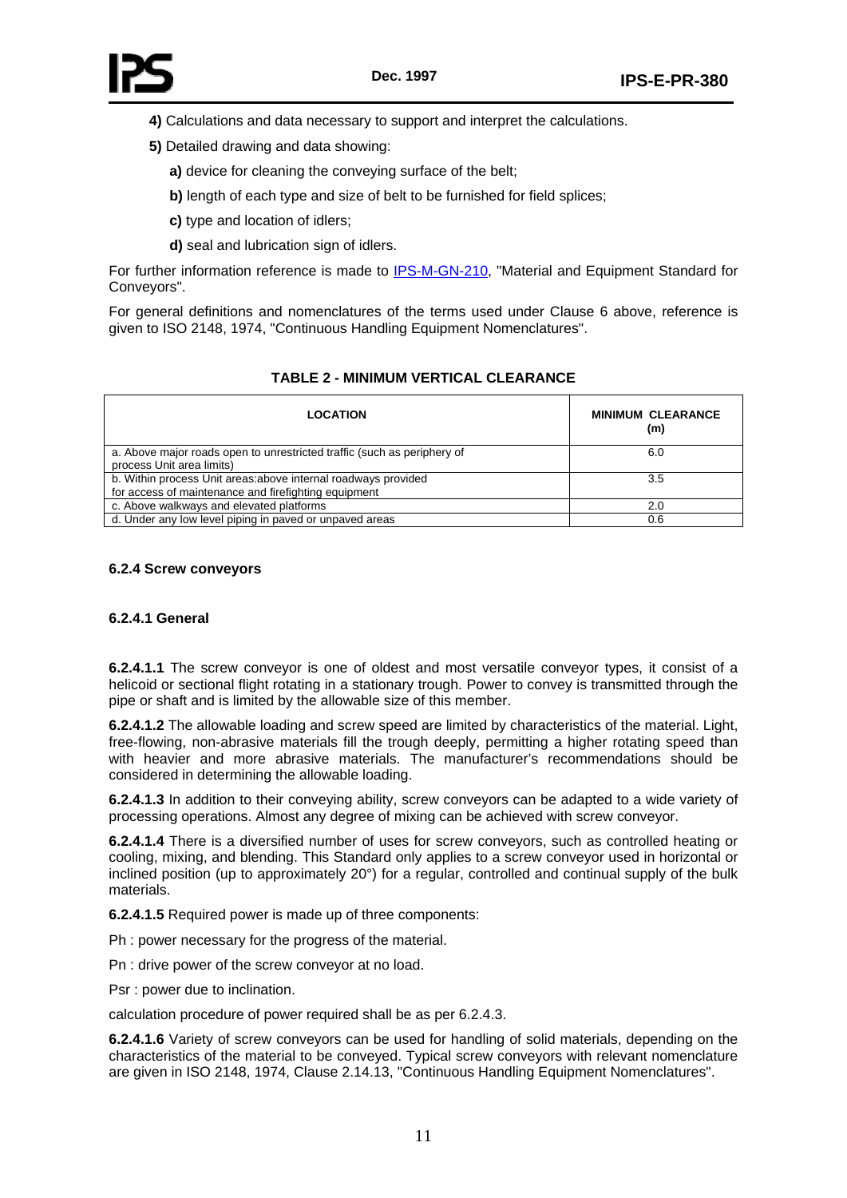**4)** Calculations and data necessary to support and interpret the calculations.

**5)** Detailed drawing and data showing:

**a)** device for cleaning the conveying surface of the belt;

**b)** length of each type and size of belt to be furnished for field splices;

**c)** type and location of idlers;

**d)** seal and lubrication sign of idlers.

For further information reference is made to IPS-M-GN-210, "Material and Equipment Standard for Conveyors".

For general definitions and nomenclatures of the terms used under Clause 6 above, reference is given to ISO 2148, 1974, "Continuous Handling Equipment Nomenclatures".

**TABLE 2 - MINIMUM VERTICAL CLEARANCE**

| LOCATION | MINIMUM CLEARANCE (m) |
|---|---|
| a. Above major roads open to unrestricted traffic (such as periphery of process Unit area limits) | 6.0 |
| b. Within process Unit areas:above internal roadways provided for access of maintenance and firefighting equipment | 3.5 |
| c. Above walkways and elevated platforms | 2.0 |
| d. Under any low level piping in paved or unpaved areas | 0.6 |

#### 6.2.4 Screw conveyors

##### 6.2.4.1 General

**6.2.4.1.1** The screw conveyor is one of oldest and most versatile conveyor types, it consist of a helicoid or sectional flight rotating in a stationary trough. Power to convey is transmitted through the pipe or shaft and is limited by the allowable size of this member.

**6.2.4.1.2** The allowable loading and screw speed are limited by characteristics of the material. Light, free-flowing, non-abrasive materials fill the trough deeply, permitting a higher rotating speed than with heavier and more abrasive materials. The manufacturer's recommendations should be considered in determining the allowable loading.

**6.2.4.1.3** In addition to their conveying ability, screw conveyors can be adapted to a wide variety of processing operations. Almost any degree of mixing can be achieved with screw conveyor.

**6.2.4.1.4** There is a diversified number of uses for screw conveyors, such as controlled heating or cooling, mixing, and blending. This Standard only applies to a screw conveyor used in horizontal or inclined position (up to approximately 20°) for a regular, controlled and continual supply of the bulk materials.

**6.2.4.1.5** Required power is made up of three components:

Ph : power necessary for the progress of the material.

Pn : drive power of the screw conveyor at no load.

Psr : power due to inclination.

calculation procedure of power required shall be as per 6.2.4.3.

**6.2.4.1.6** Variety of screw conveyors can be used for handling of solid materials, depending on the characteristics of the material to be conveyed. Typical screw conveyors with relevant nomenclature are given in ISO 2148, 1974, Clause 2.14.13, "Continuous Handling Equipment Nomenclatures".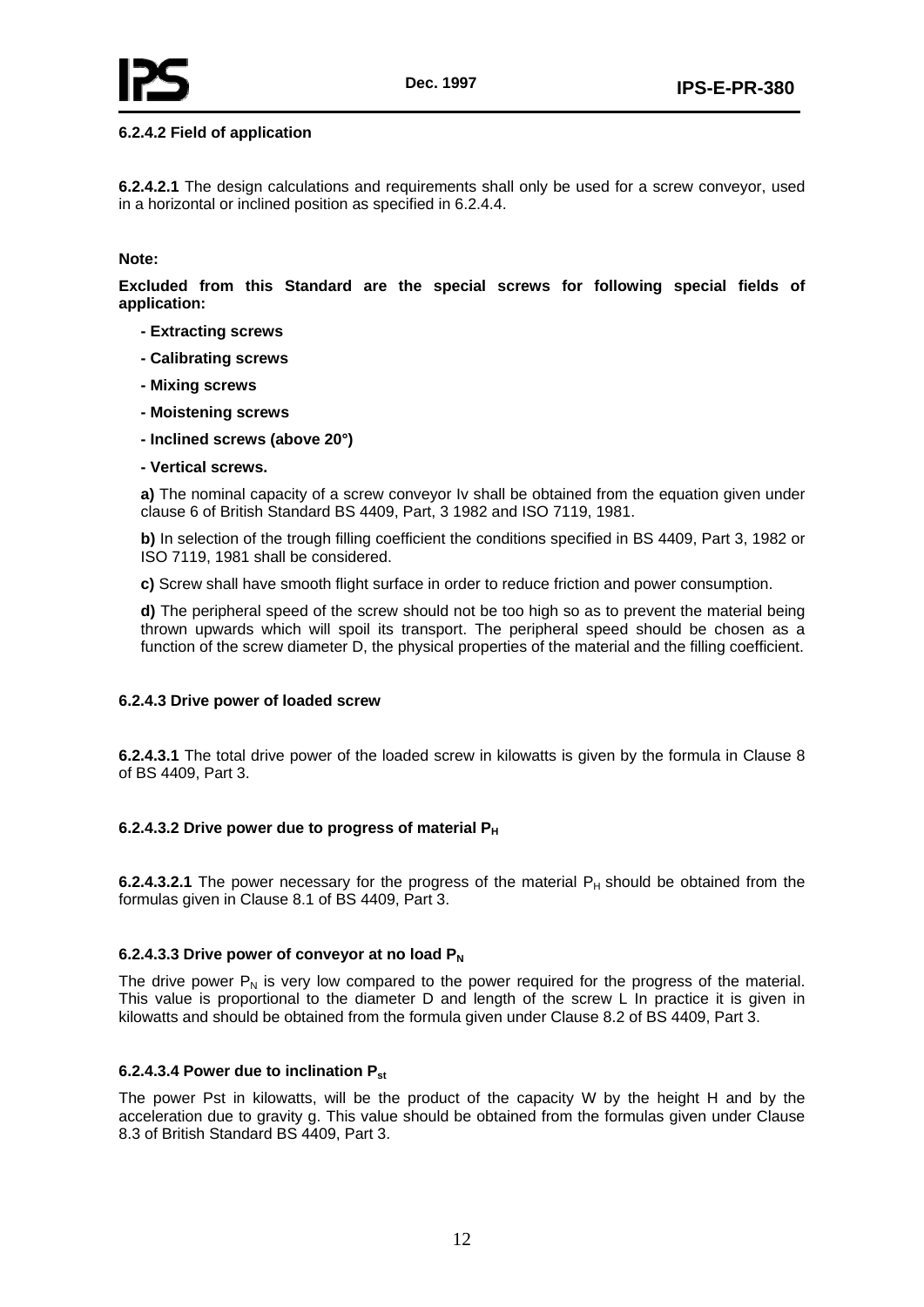#### 6.2.4.2 Field of application

**6.2.4.2.1** The design calculations and requirements shall only be used for a screw conveyor, used in a horizontal or inclined position as specified in 6.2.4.4.

**Note:**

**Excluded from this Standard are the special screws for following special fields of application:**

- **Extracting screws**
- **Calibrating screws**
- **Mixing screws**
- **Moistening screws**
- **Inclined screws (above 20°)**
- **Vertical screws.**

**a)** The nominal capacity of a screw conveyor Iv shall be obtained from the equation given under clause 6 of British Standard BS 4409, Part, 3 1982 and ISO 7119, 1981.

**b)** In selection of the trough filling coefficient the conditions specified in BS 4409, Part 3, 1982 or ISO 7119, 1981 shall be considered.

**c)** Screw shall have smooth flight surface in order to reduce friction and power consumption.

**d)** The peripheral speed of the screw should not be too high so as to prevent the material being thrown upwards which will spoil its transport. The peripheral speed should be chosen as a function of the screw diameter D, the physical properties of the material and the filling coefficient.

#### 6.2.4.3 Drive power of loaded screw

**6.2.4.3.1** The total drive power of the loaded screw in kilowatts is given by the formula in Clause 8 of BS 4409, Part 3.

#### 6.2.4.3.2 Drive power due to progress of material $P_H$

**6.2.4.3.2.1** The power necessary for the progress of the material $P_H$ should be obtained from the formulas given in Clause 8.1 of BS 4409, Part 3.

#### 6.2.4.3.3 Drive power of conveyor at no load $P_N$

The drive power $P_N$ is very low compared to the power required for the progress of the material. This value is proportional to the diameter D and length of the screw L In practice it is given in kilowatts and should be obtained from the formula given under Clause 8.2 of BS 4409, Part 3.

#### 6.2.4.3.4 Power due to inclination $P_{st}$

The power Pst in kilowatts, will be the product of the capacity W by the height H and by the acceleration due to gravity g. This value should be obtained from the formulas given under Clause 8.3 of British Standard BS 4409, Part 3.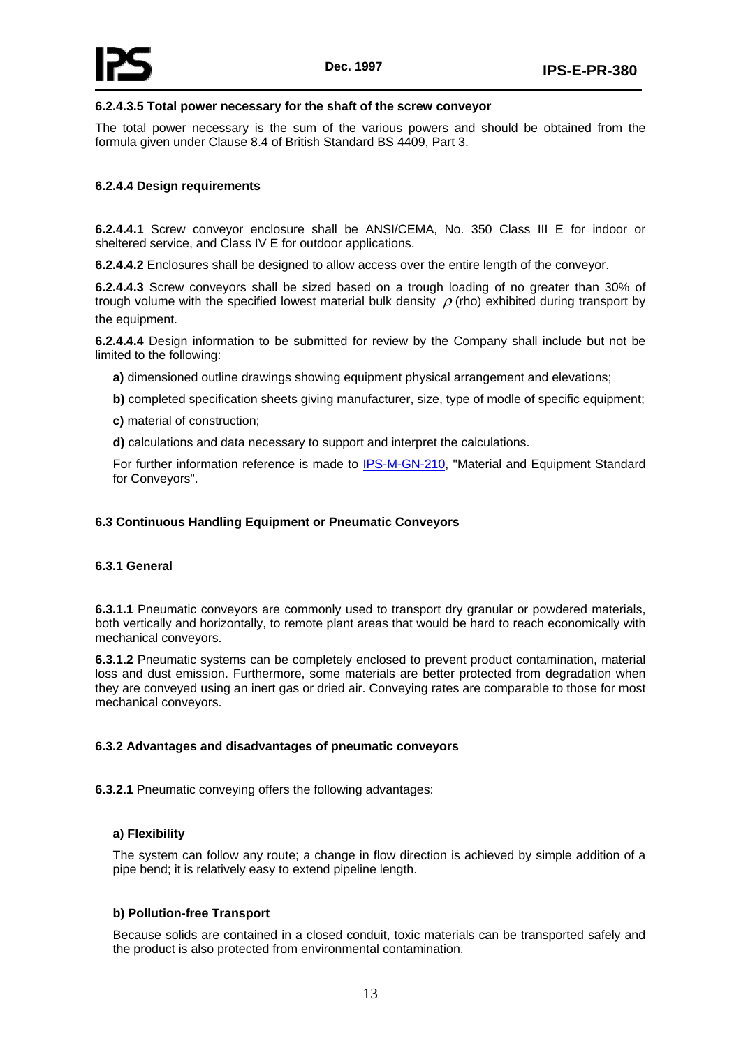#### 6.2.4.3.5 Total power necessary for the shaft of the screw conveyor

The total power necessary is the sum of the various powers and should be obtained from the formula given under Clause 8.4 of British Standard BS 4409, Part 3.

#### 6.2.4.4 Design requirements

**6.2.4.4.1** Screw conveyor enclosure shall be ANSI/CEMA, No. 350 Class III E for indoor or sheltered service, and Class IV E for outdoor applications.

**6.2.4.4.2** Enclosures shall be designed to allow access over the entire length of the conveyor.

**6.2.4.4.3** Screw conveyors shall be sized based on a trough loading of no greater than 30% of trough volume with the specified lowest material bulk density $\rho$ (rho) exhibited during transport by the equipment.

**6.2.4.4.4** Design information to be submitted for review by the Company shall include but not be limited to the following:

**a)** dimensioned outline drawings showing equipment physical arrangement and elevations;

**b)** completed specification sheets giving manufacturer, size, type of modle of specific equipment;

**c)** material of construction;

**d)** calculations and data necessary to support and interpret the calculations.

For further information reference is made to IPS-M-GN-210, "Material and Equipment Standard for Conveyors".

### 6.3 Continuous Handling Equipment or Pneumatic Conveyors

#### 6.3.1 General

**6.3.1.1** Pneumatic conveyors are commonly used to transport dry granular or powdered materials, both vertically and horizontally, to remote plant areas that would be hard to reach economically with mechanical conveyors.

**6.3.1.2** Pneumatic systems can be completely enclosed to prevent product contamination, material loss and dust emission. Furthermore, some materials are better protected from degradation when they are conveyed using an inert gas or dried air. Conveying rates are comparable to those for most mechanical conveyors.

#### 6.3.2 Advantages and disadvantages of pneumatic conveyors

**6.3.2.1** Pneumatic conveying offers the following advantages:

**a) Flexibility**

The system can follow any route; a change in flow direction is achieved by simple addition of a pipe bend; it is relatively easy to extend pipeline length.

**b) Pollution-free Transport**

Because solids are contained in a closed conduit, toxic materials can be transported safely and the product is also protected from environmental contamination.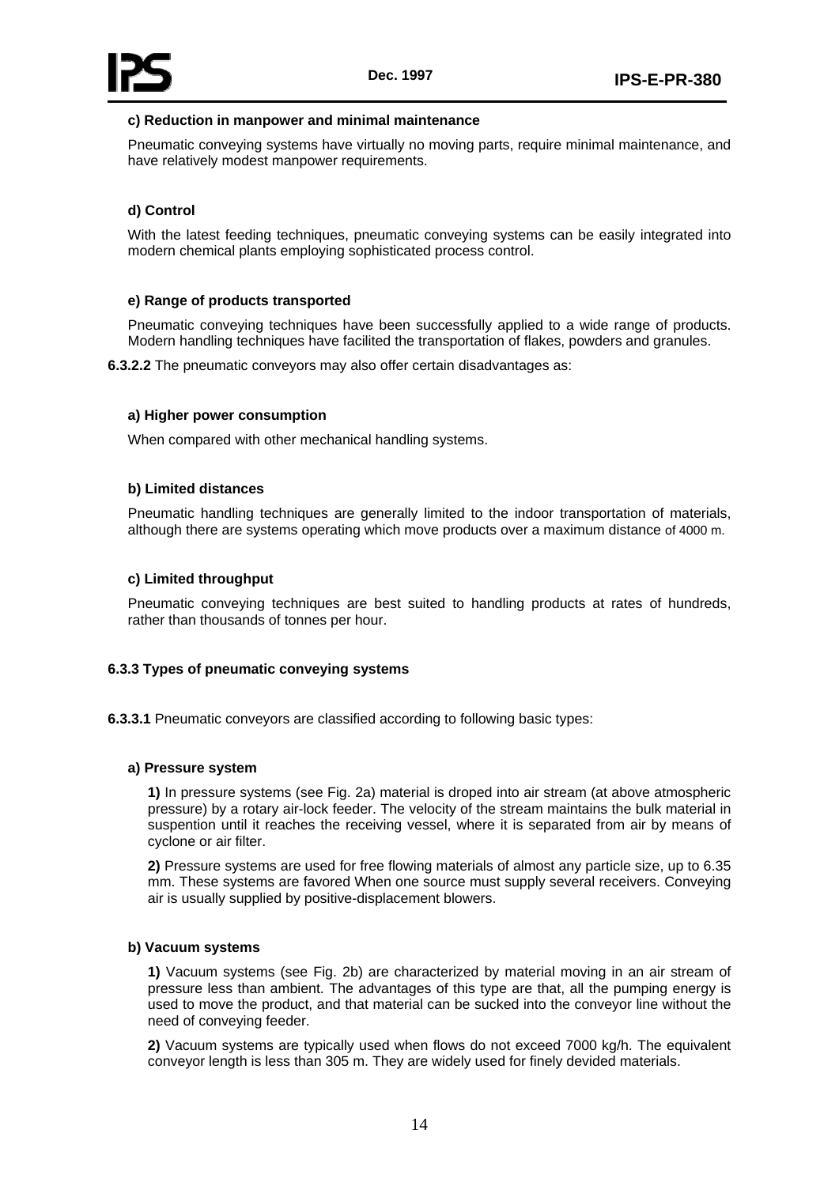**c) Reduction in manpower and minimal maintenance**

Pneumatic conveying systems have virtually no moving parts, require minimal maintenance, and have relatively modest manpower requirements.

**d) Control**

With the latest feeding techniques, pneumatic conveying systems can be easily integrated into modern chemical plants employing sophisticated process control.

**e) Range of products transported**

Pneumatic conveying techniques have been successfully applied to a wide range of products. Modern handling techniques have facilited the transportation of flakes, powders and granules.

**6.3.2.2** The pneumatic conveyors may also offer certain disadvantages as:

**a) Higher power consumption**

When compared with other mechanical handling systems.

**b) Limited distances**

Pneumatic handling techniques are generally limited to the indoor transportation of materials, although there are systems operating which move products over a maximum distance of 4000 m.

**c) Limited throughput**

Pneumatic conveying techniques are best suited to handling products at rates of hundreds, rather than thousands of tonnes per hour.

**6.3.3 Types of pneumatic conveying systems**

**6.3.3.1** Pneumatic conveyors are classified according to following basic types:

**a) Pressure system**

**1)** In pressure systems (see Fig. 2a) material is droped into air stream (at above atmospheric pressure) by a rotary air-lock feeder. The velocity of the stream maintains the bulk material in suspention until it reaches the receiving vessel, where it is separated from air by means of cyclone or air filter.

**2)** Pressure systems are used for free flowing materials of almost any particle size, up to 6.35 mm. These systems are favored When one source must supply several receivers. Conveying air is usually supplied by positive-displacement blowers.

**b) Vacuum systems**

**1)** Vacuum systems (see Fig. 2b) are characterized by material moving in an air stream of pressure less than ambient. The advantages of this type are that, all the pumping energy is used to move the product, and that material can be sucked into the conveyor line without the need of conveying feeder.

**2)** Vacuum systems are typically used when flows do not exceed 7000 kg/h. The equivalent conveyor length is less than 305 m. They are widely used for finely devided materials.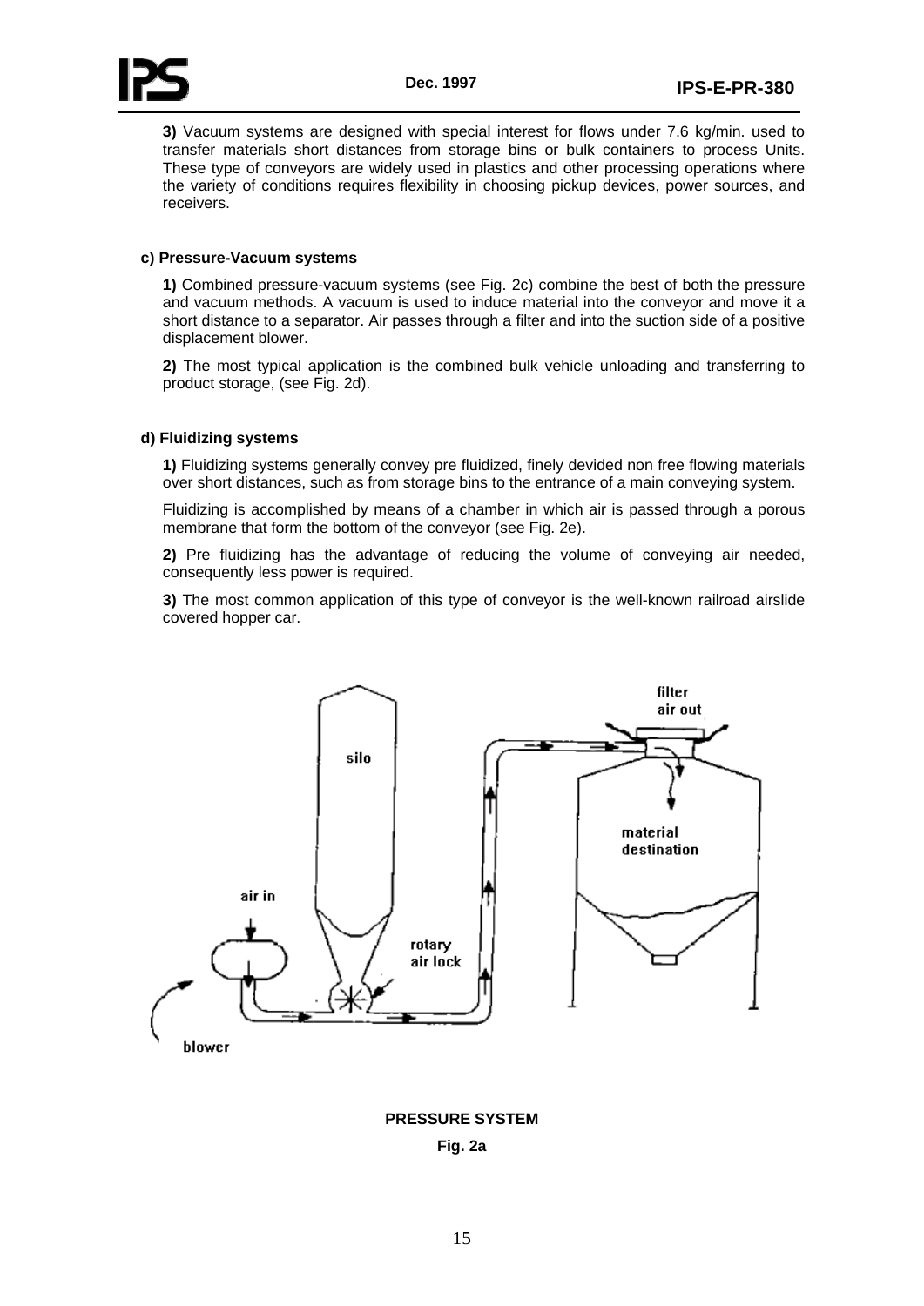**3)** Vacuum systems are designed with special interest for flows under 7.6 kg/min. used to transfer materials short distances from storage bins or bulk containers to process Units. These type of conveyors are widely used in plastics and other processing operations where the variety of conditions requires flexibility in choosing pickup devices, power sources, and receivers.

**c) Pressure-Vacuum systems**

**1)** Combined pressure-vacuum systems (see Fig. 2c) combine the best of both the pressure and vacuum methods. A vacuum is used to induce material into the conveyor and move it a short distance to a separator. Air passes through a filter and into the suction side of a positive displacement blower.

**2)** The most typical application is the combined bulk vehicle unloading and transferring to product storage, (see Fig. 2d).

**d) Fluidizing systems**

**1)** Fluidizing systems generally convey pre fluidized, finely devided non free flowing materials over short distances, such as from storage bins to the entrance of a main conveying system.

Fluidizing is accomplished by means of a chamber in which air is passed through a porous membrane that form the bottom of the conveyor (see Fig. 2e).

**2)** Pre fluidizing has the advantage of reducing the volume of conveying air needed, consequently less power is required.

**3)** The most common application of this type of conveyor is the well-known railroad airslide covered hopper car.

**PRESSURE SYSTEM**

**Fig. 2a**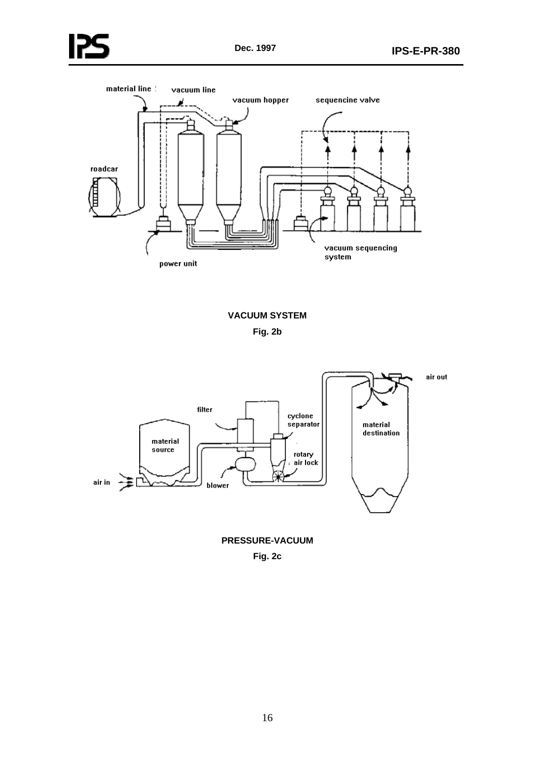**VACUUM SYSTEM**

**Fig. 2b**

**PRESSURE-VACUUM**

**Fig. 2c**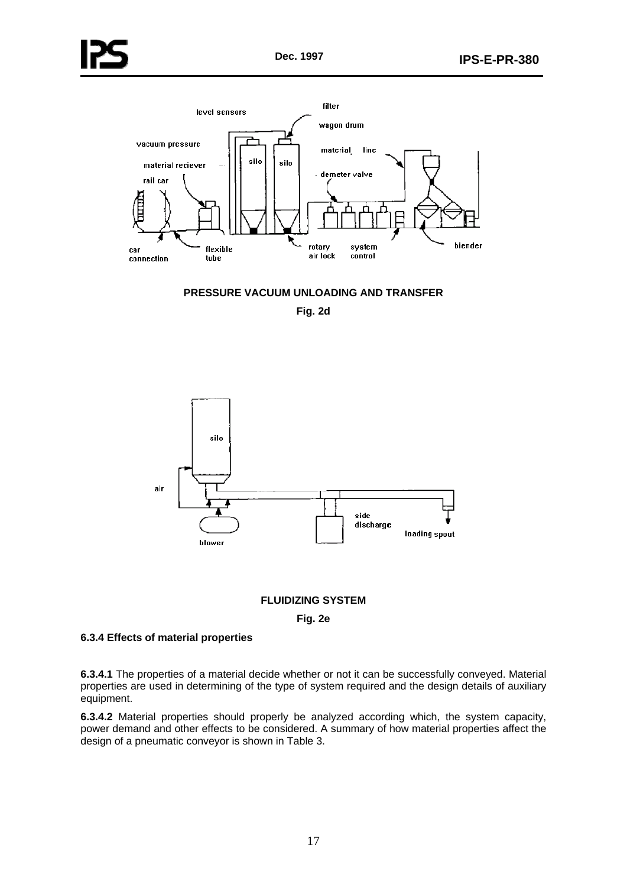**PRESSURE VACUUM UNLOADING AND TRANSFER**

**Fig. 2d**

**FLUIDIZING SYSTEM**

**Fig. 2e**

### 6.3.4 Effects of material properties

**6.3.4.1** The properties of a material decide whether or not it can be successfully conveyed. Material properties are used in determining of the type of system required and the design details of auxiliary equipment.

**6.3.4.2** Material properties should properly be analyzed according which, the system capacity, power demand and other effects to be considered. A summary of how material properties affect the design of a pneumatic conveyor is shown in Table 3.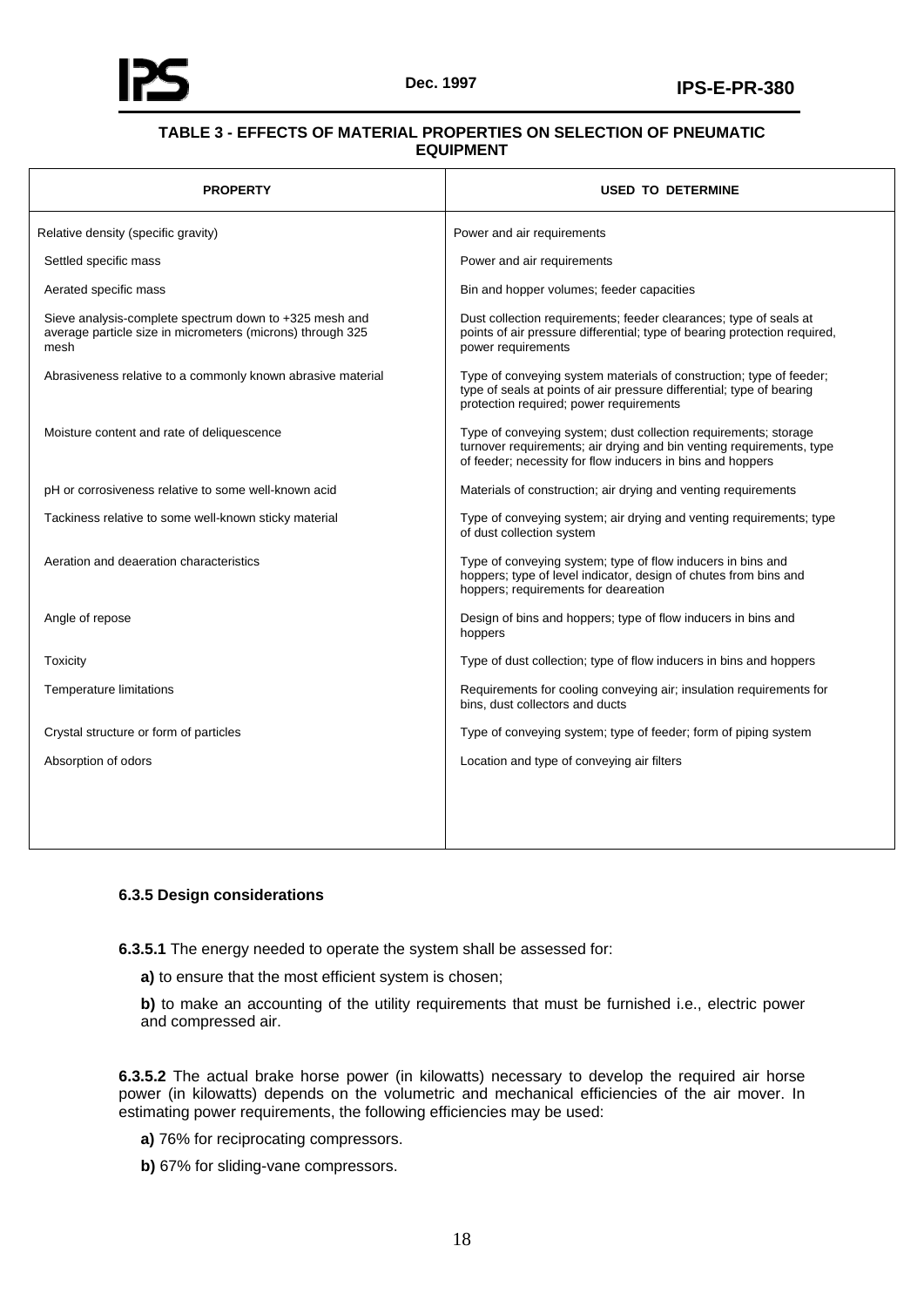**TABLE 3 - EFFECTS OF MATERIAL PROPERTIES ON SELECTION OF PNEUMATIC EQUIPMENT**

| PROPERTY | USED TO DETERMINE |
|---|---|
| Relative density (specific gravity) | Power and air requirements |
| Settled specific mass | Power and air requirements |
| Aerated specific mass | Bin and hopper volumes; feeder capacities |
| Sieve analysis-complete spectrum down to +325 mesh and average particle size in micrometers (microns) through 325 mesh | Dust collection requirements; feeder clearances; type of seals at points of air pressure differential; type of bearing protection required, power requirements |
| Abrasiveness relative to a commonly known abrasive material | Type of conveying system materials of construction; type of feeder; type of seals at points of air pressure differential; type of bearing protection required; power requirements |
| Moisture content and rate of deliquescence | Type of conveying system; dust collection requirements; storage turnover requirements; air drying and bin venting requirements, type of feeder; necessity for flow inducers in bins and hoppers |
| pH or corrosiveness relative to some well-known acid | Materials of construction; air drying and venting requirements |
| Tackiness relative to some well-known sticky material | Type of conveying system; air drying and venting requirements; type of dust collection system |
| Aeration and deaeration characteristics | Type of conveying system; type of flow inducers in bins and hoppers; type of level indicator, design of chutes from bins and hoppers; requirements for deareation |
| Angle of repose | Design of bins and hoppers; type of flow inducers in bins and hoppers |
| Toxicity | Type of dust collection; type of flow inducers in bins and hoppers |
| Temperature limitations | Requirements for cooling conveying air; insulation requirements for bins, dust collectors and ducts |
| Crystal structure or form of particles | Type of conveying system; type of feeder; form of piping system |
| Absorption of odors | Location and type of conveying air filters |

**6.3.5 Design considerations**

**6.3.5.1** The energy needed to operate the system shall be assessed for:

**a)** to ensure that the most efficient system is chosen;

**b)** to make an accounting of the utility requirements that must be furnished i.e., electric power and compressed air.

**6.3.5.2** The actual brake horse power (in kilowatts) necessary to develop the required air horse power (in kilowatts) depends on the volumetric and mechanical efficiencies of the air mover. In estimating power requirements, the following efficiencies may be used:

**a)** 76% for reciprocating compressors.

**b)** 67% for sliding-vane compressors.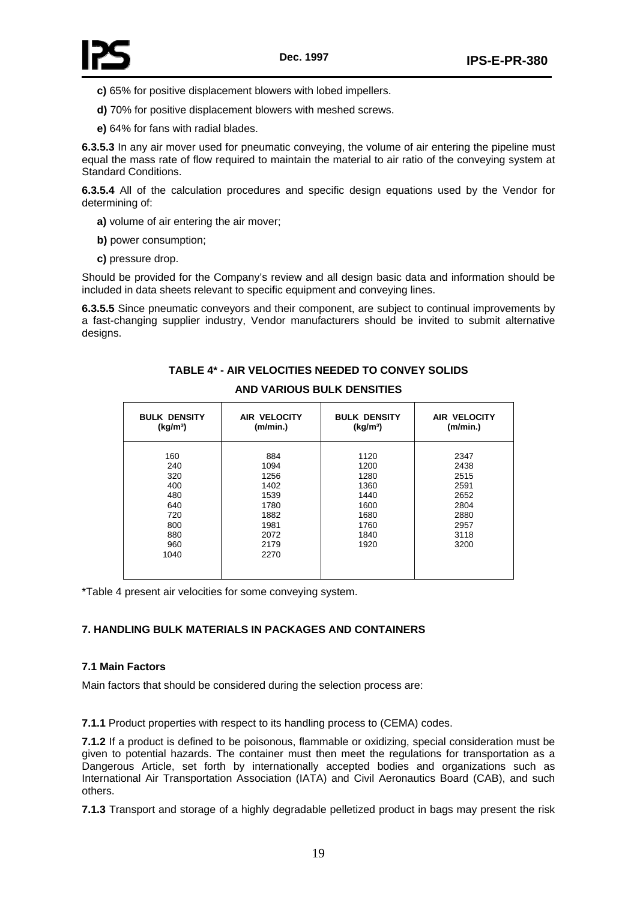**c)** 65% for positive displacement blowers with lobed impellers.

**d)** 70% for positive displacement blowers with meshed screws.

**e)** 64% for fans with radial blades.

**6.3.5.3** In any air mover used for pneumatic conveying, the volume of air entering the pipeline must equal the mass rate of flow required to maintain the material to air ratio of the conveying system at Standard Conditions.

**6.3.5.4** All of the calculation procedures and specific design equations used by the Vendor for determining of:

**a)** volume of air entering the air mover;

**b)** power consumption;

**c)** pressure drop.

Should be provided for the Company's review and all design basic data and information should be included in data sheets relevant to specific equipment and conveying lines.

**6.3.5.5** Since pneumatic conveyors and their component, are subject to continual improvements by a fast-changing supplier industry, Vendor manufacturers should be invited to submit alternative designs.

**TABLE 4\* - AIR VELOCITIES NEEDED TO CONVEY SOLIDS AND VARIOUS BULK DENSITIES**

| BULK DENSITY (kg/m³) | AIR VELOCITY (m/min.) | BULK DENSITY (kg/m³) | AIR VELOCITY (m/min.) |
|---|---|---|---|
| 160 | 884 | 1120 | 2347 |
| 240 | 1094 | 1200 | 2438 |
| 320 | 1256 | 1280 | 2515 |
| 400 | 1402 | 1360 | 2591 |
| 480 | 1539 | 1440 | 2652 |
| 640 | 1780 | 1600 | 2804 |
| 720 | 1882 | 1680 | 2880 |
| 800 | 1981 | 1760 | 2957 |
| 880 | 2072 | 1840 | 3118 |
| 960 | 2179 | 1920 | 3200 |
| 1040 | 2270 | | |

\*Table 4 present air velocities for some conveying system.

## 7. HANDLING BULK MATERIALS IN PACKAGES AND CONTAINERS

### 7.1 Main Factors

Main factors that should be considered during the selection process are:

**7.1.1** Product properties with respect to its handling process to (CEMA) codes.

**7.1.2** If a product is defined to be poisonous, flammable or oxidizing, special consideration must be given to potential hazards. The container must then meet the regulations for transportation as a Dangerous Article, set forth by internationally accepted bodies and organizations such as International Air Transportation Association (IATA) and Civil Aeronautics Board (CAB), and such others.

**7.1.3** Transport and storage of a highly degradable pelletized product in bags may present the risk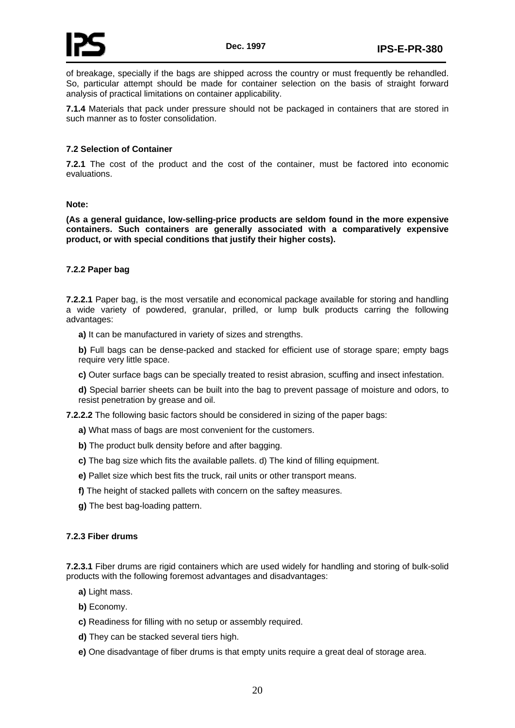of breakage, specially if the bags are shipped across the country or must frequently be rehandled. So, particular attempt should be made for container selection on the basis of straight forward analysis of practical limitations on container applicability.

**7.1.4** Materials that pack under pressure should not be packaged in containers that are stored in such manner as to foster consolidation.

### 7.2 Selection of Container

**7.2.1** The cost of the product and the cost of the container, must be factored into economic evaluations.

**Note:**

**(As a general guidance, low-selling-price products are seldom found in the more expensive containers. Such containers are generally associated with a comparatively expensive product, or with special conditions that justify their higher costs).**

### 7.2.2 Paper bag

**7.2.2.1** Paper bag, is the most versatile and economical package available for storing and handling a wide variety of powdered, granular, prilled, or lump bulk products carring the following advantages:

**a)** It can be manufactured in variety of sizes and strengths.

**b)** Full bags can be dense-packed and stacked for efficient use of storage spare; empty bags require very little space.

**c)** Outer surface bags can be specially treated to resist abrasion, scuffing and insect infestation.

**d)** Special barrier sheets can be built into the bag to prevent passage of moisture and odors, to resist penetration by grease and oil.

**7.2.2.2** The following basic factors should be considered in sizing of the paper bags:

**a)** What mass of bags are most convenient for the customers.

**b)** The product bulk density before and after bagging.

**c)** The bag size which fits the available pallets. d) The kind of filling equipment.

**e)** Pallet size which best fits the truck, rail units or other transport means.

**f)** The height of stacked pallets with concern on the saftey measures.

**g)** The best bag-loading pattern.

### 7.2.3 Fiber drums

**7.2.3.1** Fiber drums are rigid containers which are used widely for handling and storing of bulk-solid products with the following foremost advantages and disadvantages:

**a)** Light mass.

**b)** Economy.

**c)** Readiness for filling with no setup or assembly required.

**d)** They can be stacked several tiers high.

**e)** One disadvantage of fiber drums is that empty units require a great deal of storage area.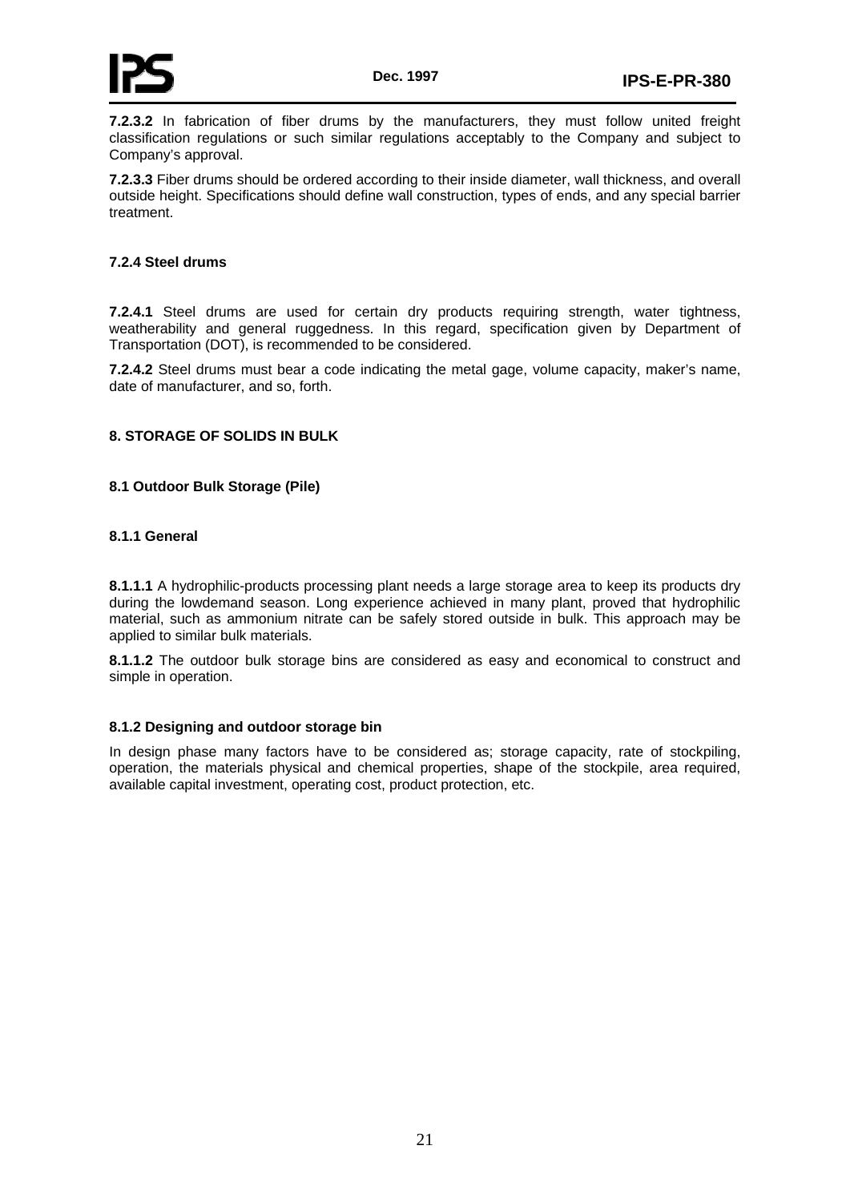**7.2.3.2** In fabrication of fiber drums by the manufacturers, they must follow united freight classification regulations or such similar regulations acceptably to the Company and subject to Company's approval.

**7.2.3.3** Fiber drums should be ordered according to their inside diameter, wall thickness, and overall outside height. Specifications should define wall construction, types of ends, and any special barrier treatment.

### 7.2.4 Steel drums

**7.2.4.1** Steel drums are used for certain dry products requiring strength, water tightness, weatherability and general ruggedness. In this regard, specification given by Department of Transportation (DOT), is recommended to be considered.

**7.2.4.2** Steel drums must bear a code indicating the metal gage, volume capacity, maker's name, date of manufacturer, and so, forth.

## 8. STORAGE OF SOLIDS IN BULK

### 8.1 Outdoor Bulk Storage (Pile)

#### 8.1.1 General

**8.1.1.1** A hydrophilic-products processing plant needs a large storage area to keep its products dry during the lowdemand season. Long experience achieved in many plant, proved that hydrophilic material, such as ammonium nitrate can be safely stored outside in bulk. This approach may be applied to similar bulk materials.

**8.1.1.2** The outdoor bulk storage bins are considered as easy and economical to construct and simple in operation.

#### 8.1.2 Designing and outdoor storage bin

In design phase many factors have to be considered as; storage capacity, rate of stockpiling, operation, the materials physical and chemical properties, shape of the stockpile, area required, available capital investment, operating cost, product protection, etc.